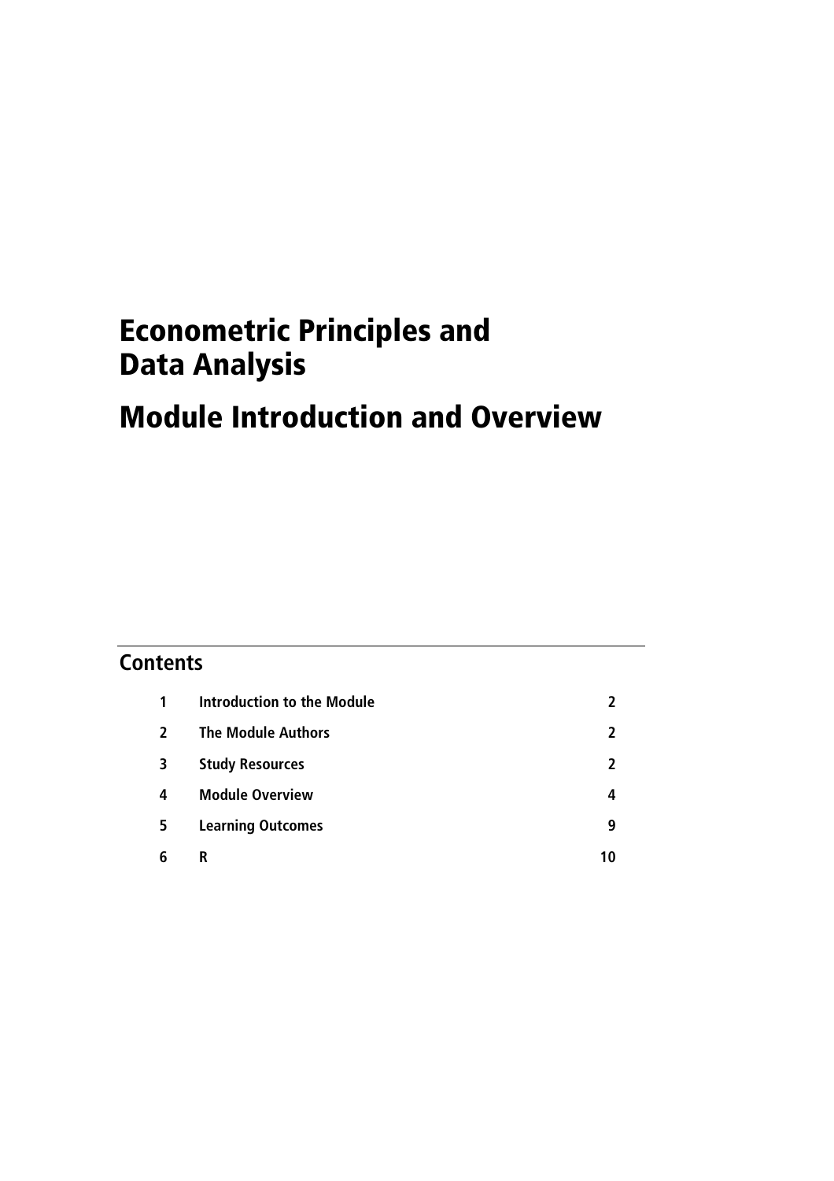# Econometric Principles and Data Analysis

# Module Introduction and Overview

## Contents

| | | |
|---|---|---|
| 1 | Introduction to the Module | 2 |
| 2 | The Module Authors | 2 |
| 3 | Study Resources | 2 |
| 4 | Module Overview | 4 |
| 5 | Learning Outcomes | 9 |
| 6 | R | 10 |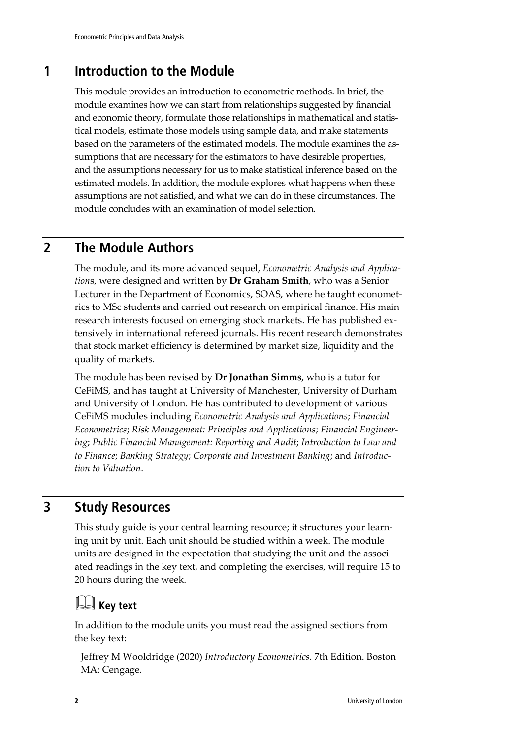## 1 Introduction to the Module

This module provides an introduction to econometric methods. In brief, the module examines how we can start from relationships suggested by financial and economic theory, formulate those relationships in mathematical and statistical models, estimate those models using sample data, and make statements based on the parameters of the estimated models. The module examines the assumptions that are necessary for the estimators to have desirable properties, and the assumptions necessary for us to make statistical inference based on the estimated models. In addition, the module explores what happens when these assumptions are not satisfied, and what we can do in these circumstances. The module concludes with an examination of model selection.

## 2 The Module Authors

The module, and its more advanced sequel, *Econometric Analysis and Applications*, were designed and written by **Dr Graham Smith**, who was a Senior Lecturer in the Department of Economics, SOAS, where he taught econometrics to MSc students and carried out research on empirical finance. His main research interests focused on emerging stock markets. He has published extensively in international refereed journals. His recent research demonstrates that stock market efficiency is determined by market size, liquidity and the quality of markets.

The module has been revised by **Dr Jonathan Simms**, who is a tutor for CeFiMS, and has taught at University of Manchester, University of Durham and University of London. He has contributed to development of various CeFiMS modules including *Econometric Analysis and Applications*; *Financial Econometrics*; *Risk Management: Principles and Applications*; *Financial Engineering*; *Public Financial Management: Reporting and Audit*; *Introduction to Law and to Finance*; *Banking Strategy*; *Corporate and Investment Banking*; and *Introduction to Valuation*.

## 3 Study Resources

This study guide is your central learning resource; it structures your learning unit by unit. Each unit should be studied within a week. The module units are designed in the expectation that studying the unit and the associated readings in the key text, and completing the exercises, will require 15 to 20 hours during the week.

### Key text

In addition to the module units you must read the assigned sections from the key text:

Jeffrey M Wooldridge (2020) *Introductory Econometrics*. 7th Edition. Boston MA: Cengage.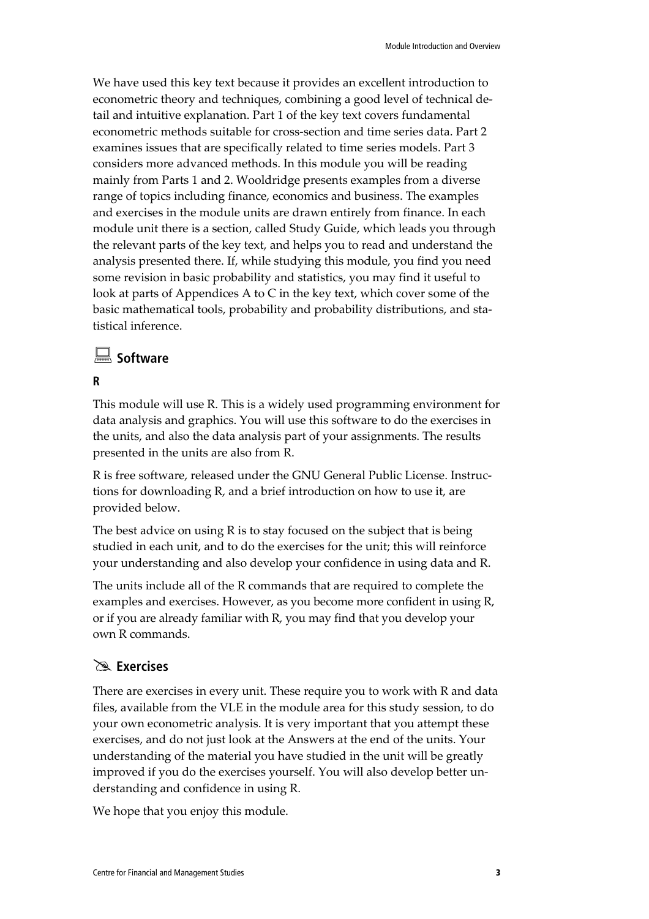We have used this key text because it provides an excellent introduction to econometric theory and techniques, combining a good level of technical detail and intuitive explanation. Part 1 of the key text covers fundamental econometric methods suitable for cross-section and time series data. Part 2 examines issues that are specifically related to time series models. Part 3 considers more advanced methods. In this module you will be reading mainly from Parts 1 and 2. Wooldridge presents examples from a diverse range of topics including finance, economics and business. The examples and exercises in the module units are drawn entirely from finance. In each module unit there is a section, called Study Guide, which leads you through the relevant parts of the key text, and helps you to read and understand the analysis presented there. If, while studying this module, you find you need some revision in basic probability and statistics, you may find it useful to look at parts of Appendices A to C in the key text, which cover some of the basic mathematical tools, probability and probability distributions, and statistical inference.

## Software

### R

This module will use R. This is a widely used programming environment for data analysis and graphics. You will use this software to do the exercises in the units, and also the data analysis part of your assignments. The results presented in the units are also from R.

R is free software, released under the GNU General Public License. Instructions for downloading R, and a brief introduction on how to use it, are provided below.

The best advice on using R is to stay focused on the subject that is being studied in each unit, and to do the exercises for the unit; this will reinforce your understanding and also develop your confidence in using data and R.

The units include all of the R commands that are required to complete the examples and exercises. However, as you become more confident in using R, or if you are already familiar with R, you may find that you develop your own R commands.

## Exercises

There are exercises in every unit. These require you to work with R and data files, available from the VLE in the module area for this study session, to do your own econometric analysis. It is very important that you attempt these exercises, and do not just look at the Answers at the end of the units. Your understanding of the material you have studied in the unit will be greatly improved if you do the exercises yourself. You will also develop better understanding and confidence in using R.

We hope that you enjoy this module.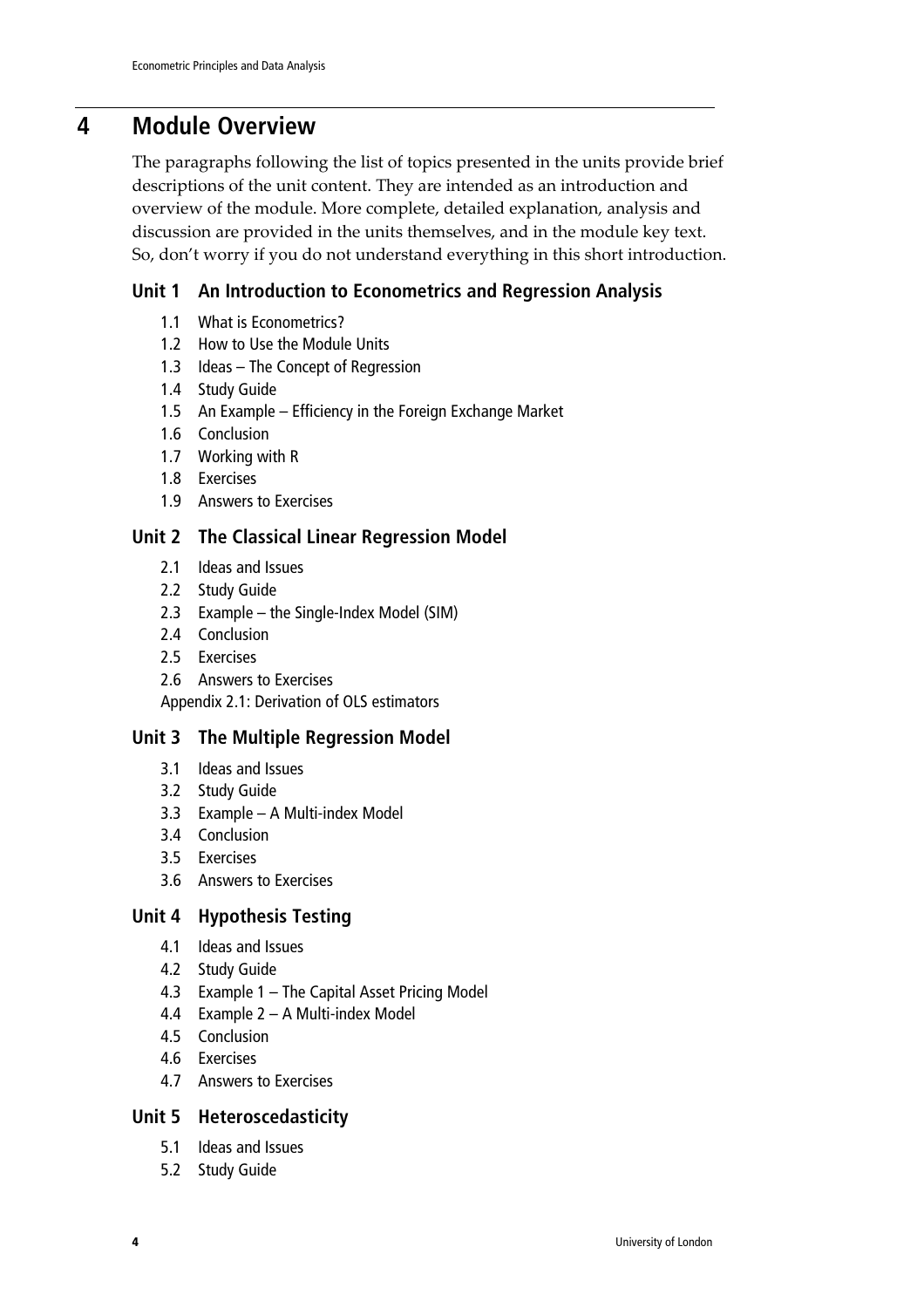# 4 Module Overview

The paragraphs following the list of topics presented in the units provide brief descriptions of the unit content. They are intended as an introduction and overview of the module. More complete, detailed explanation, analysis and discussion are provided in the units themselves, and in the module key text. So, don't worry if you do not understand everything in this short introduction.

## Unit 1 An Introduction to Econometrics and Regression Analysis

1.1 What is Econometrics?
1.2 How to Use the Module Units
1.3 Ideas – The Concept of Regression
1.4 Study Guide
1.5 An Example – Efficiency in the Foreign Exchange Market
1.6 Conclusion
1.7 Working with R
1.8 Exercises
1.9 Answers to Exercises

## Unit 2 The Classical Linear Regression Model

2.1 Ideas and Issues
2.2 Study Guide
2.3 Example – the Single-Index Model (SIM)
2.4 Conclusion
2.5 Exercises
2.6 Answers to Exercises
Appendix 2.1: Derivation of OLS estimators

## Unit 3 The Multiple Regression Model

3.1 Ideas and Issues
3.2 Study Guide
3.3 Example – A Multi-index Model
3.4 Conclusion
3.5 Exercises
3.6 Answers to Exercises

## Unit 4 Hypothesis Testing

4.1 Ideas and Issues
4.2 Study Guide
4.3 Example 1 – The Capital Asset Pricing Model
4.4 Example 2 – A Multi-index Model
4.5 Conclusion
4.6 Exercises
4.7 Answers to Exercises

## Unit 5 Heteroscedasticity

5.1 Ideas and Issues
5.2 Study Guide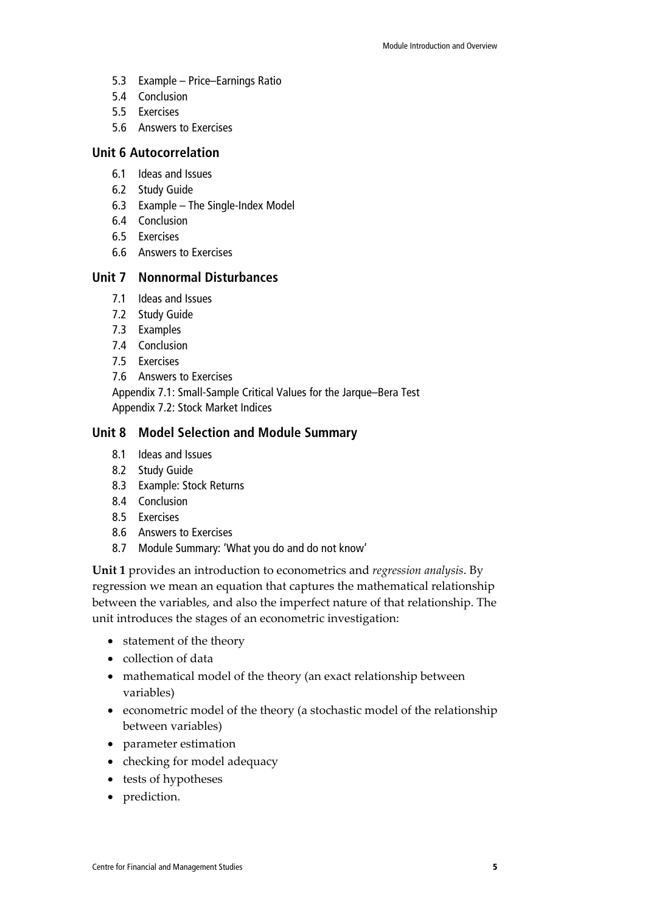- 5.3 Example – Price–Earnings Ratio
- 5.4 Conclusion
- 5.5 Exercises
- 5.6 Answers to Exercises

### Unit 6 Autocorrelation

- 6.1 Ideas and Issues
- 6.2 Study Guide
- 6.3 Example – The Single-Index Model
- 6.4 Conclusion
- 6.5 Exercises
- 6.6 Answers to Exercises

### Unit 7 Nonnormal Disturbances

- 7.1 Ideas and Issues
- 7.2 Study Guide
- 7.3 Examples
- 7.4 Conclusion
- 7.5 Exercises
- 7.6 Answers to Exercises

Appendix 7.1: Small-Sample Critical Values for the Jarque–Bera Test
Appendix 7.2: Stock Market Indices

### Unit 8 Model Selection and Module Summary

- 8.1 Ideas and Issues
- 8.2 Study Guide
- 8.3 Example: Stock Returns
- 8.4 Conclusion
- 8.5 Exercises
- 8.6 Answers to Exercises
- 8.7 Module Summary: 'What you do and do not know'

**Unit 1** provides an introduction to econometrics and *regression analysis*. By regression we mean an equation that captures the mathematical relationship between the variables, and also the imperfect nature of that relationship. The unit introduces the stages of an econometric investigation:

- statement of the theory
- collection of data
- mathematical model of the theory (an exact relationship between variables)
- econometric model of the theory (a stochastic model of the relationship between variables)
- parameter estimation
- checking for model adequacy
- tests of hypotheses
- prediction.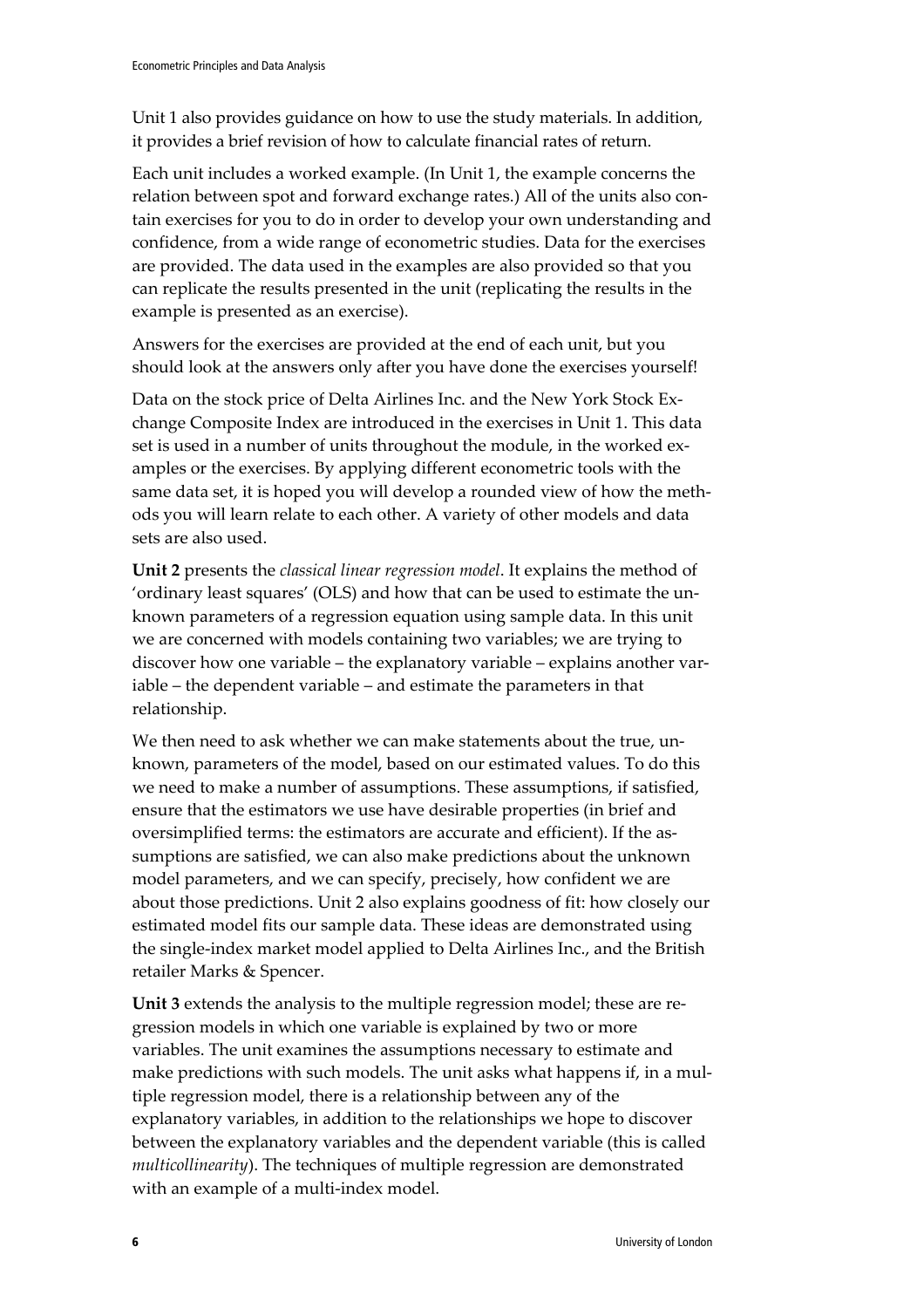Unit 1 also provides guidance on how to use the study materials. In addition, it provides a brief revision of how to calculate financial rates of return.

Each unit includes a worked example. (In Unit 1, the example concerns the relation between spot and forward exchange rates.) All of the units also contain exercises for you to do in order to develop your own understanding and confidence, from a wide range of econometric studies. Data for the exercises are provided. The data used in the examples are also provided so that you can replicate the results presented in the unit (replicating the results in the example is presented as an exercise).

Answers for the exercises are provided at the end of each unit, but you should look at the answers only after you have done the exercises yourself!

Data on the stock price of Delta Airlines Inc. and the New York Stock Exchange Composite Index are introduced in the exercises in Unit 1. This data set is used in a number of units throughout the module, in the worked examples or the exercises. By applying different econometric tools with the same data set, it is hoped you will develop a rounded view of how the methods you will learn relate to each other. A variety of other models and data sets are also used.

**Unit 2** presents the *classical linear regression model*. It explains the method of 'ordinary least squares' (OLS) and how that can be used to estimate the unknown parameters of a regression equation using sample data. In this unit we are concerned with models containing two variables; we are trying to discover how one variable – the explanatory variable – explains another variable – the dependent variable – and estimate the parameters in that relationship.

We then need to ask whether we can make statements about the true, unknown, parameters of the model, based on our estimated values. To do this we need to make a number of assumptions. These assumptions, if satisfied, ensure that the estimators we use have desirable properties (in brief and oversimplified terms: the estimators are accurate and efficient). If the assumptions are satisfied, we can also make predictions about the unknown model parameters, and we can specify, precisely, how confident we are about those predictions. Unit 2 also explains goodness of fit: how closely our estimated model fits our sample data. These ideas are demonstrated using the single-index market model applied to Delta Airlines Inc., and the British retailer Marks & Spencer.

**Unit 3** extends the analysis to the multiple regression model; these are regression models in which one variable is explained by two or more variables. The unit examines the assumptions necessary to estimate and make predictions with such models. The unit asks what happens if, in a multiple regression model, there is a relationship between any of the explanatory variables, in addition to the relationships we hope to discover between the explanatory variables and the dependent variable (this is called *multicollinearity*). The techniques of multiple regression are demonstrated with an example of a multi-index model.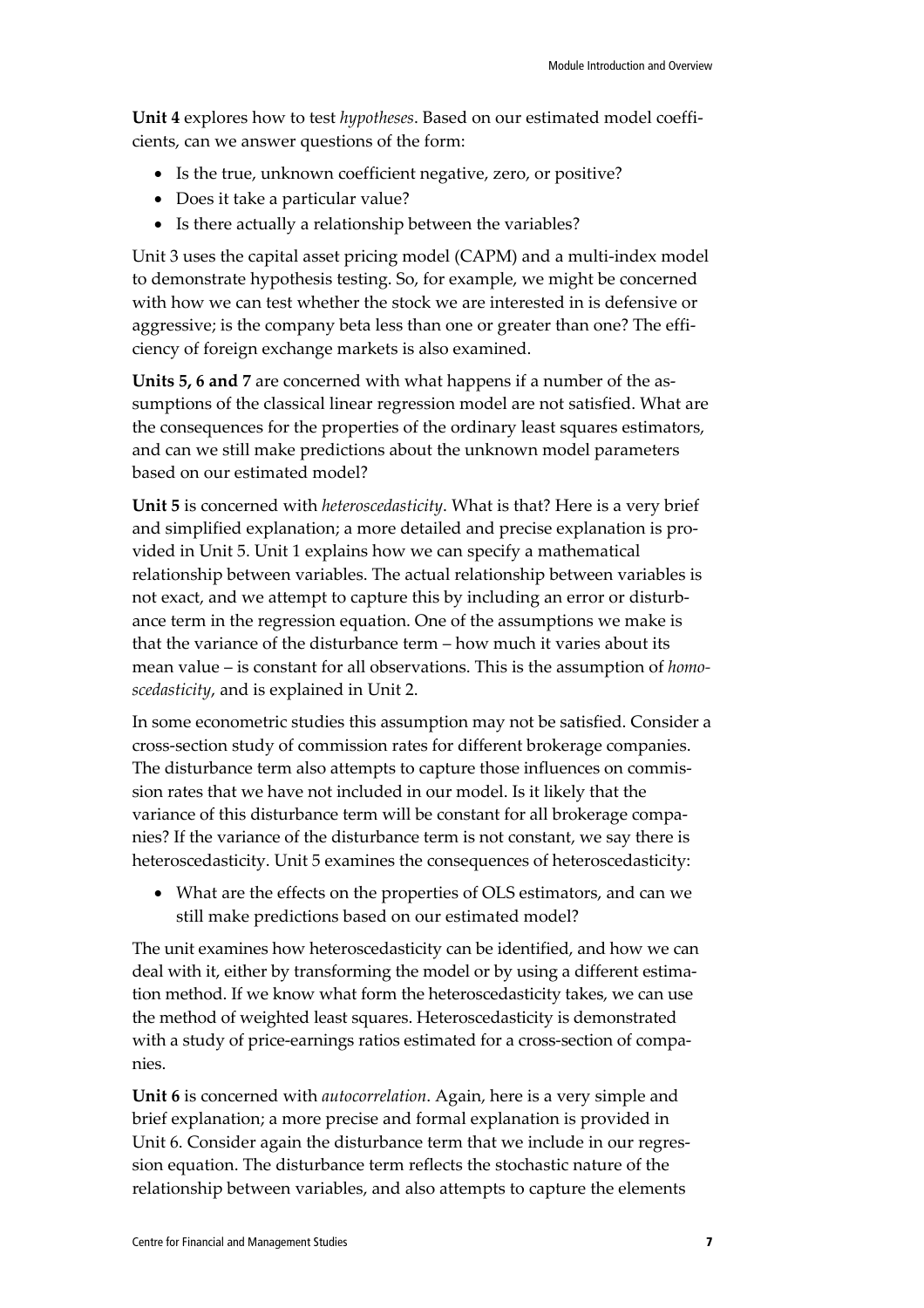**Unit 4** explores how to test *hypotheses*. Based on our estimated model coefficients, can we answer questions of the form:

- Is the true, unknown coefficient negative, zero, or positive?
- Does it take a particular value?
- Is there actually a relationship between the variables?

Unit 3 uses the capital asset pricing model (CAPM) and a multi-index model to demonstrate hypothesis testing. So, for example, we might be concerned with how we can test whether the stock we are interested in is defensive or aggressive; is the company beta less than one or greater than one? The efficiency of foreign exchange markets is also examined.

**Units 5, 6 and 7** are concerned with what happens if a number of the assumptions of the classical linear regression model are not satisfied. What are the consequences for the properties of the ordinary least squares estimators, and can we still make predictions about the unknown model parameters based on our estimated model?

**Unit 5** is concerned with *heteroscedasticity*. What is that? Here is a very brief and simplified explanation; a more detailed and precise explanation is provided in Unit 5. Unit 1 explains how we can specify a mathematical relationship between variables. The actual relationship between variables is not exact, and we attempt to capture this by including an error or disturbance term in the regression equation. One of the assumptions we make is that the variance of the disturbance term – how much it varies about its mean value – is constant for all observations. This is the assumption of *homoscedasticity*, and is explained in Unit 2.

In some econometric studies this assumption may not be satisfied. Consider a cross-section study of commission rates for different brokerage companies. The disturbance term also attempts to capture those influences on commission rates that we have not included in our model. Is it likely that the variance of this disturbance term will be constant for all brokerage companies? If the variance of the disturbance term is not constant, we say there is heteroscedasticity. Unit 5 examines the consequences of heteroscedasticity:

- What are the effects on the properties of OLS estimators, and can we still make predictions based on our estimated model?

The unit examines how heteroscedasticity can be identified, and how we can deal with it, either by transforming the model or by using a different estimation method. If we know what form the heteroscedasticity takes, we can use the method of weighted least squares. Heteroscedasticity is demonstrated with a study of price-earnings ratios estimated for a cross-section of companies.

**Unit 6** is concerned with *autocorrelation*. Again, here is a very simple and brief explanation; a more precise and formal explanation is provided in Unit 6. Consider again the disturbance term that we include in our regression equation. The disturbance term reflects the stochastic nature of the relationship between variables, and also attempts to capture the elements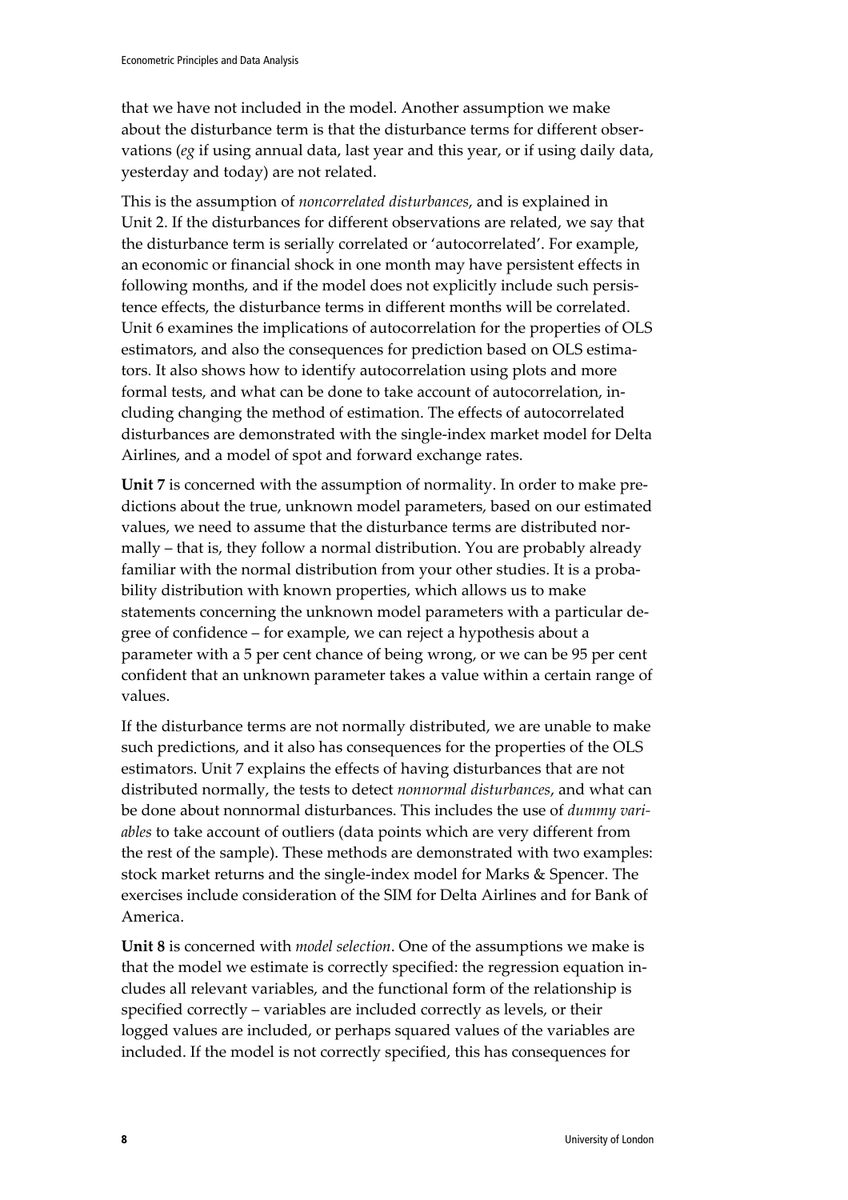that we have not included in the model. Another assumption we make about the disturbance term is that the disturbance terms for different observations (*eg* if using annual data, last year and this year, or if using daily data, yesterday and today) are not related.

This is the assumption of *noncorrelated disturbances*, and is explained in Unit 2. If the disturbances for different observations are related, we say that the disturbance term is serially correlated or 'autocorrelated'. For example, an economic or financial shock in one month may have persistent effects in following months, and if the model does not explicitly include such persistence effects, the disturbance terms in different months will be correlated. Unit 6 examines the implications of autocorrelation for the properties of OLS estimators, and also the consequences for prediction based on OLS estimators. It also shows how to identify autocorrelation using plots and more formal tests, and what can be done to take account of autocorrelation, including changing the method of estimation. The effects of autocorrelated disturbances are demonstrated with the single-index market model for Delta Airlines, and a model of spot and forward exchange rates.

**Unit 7** is concerned with the assumption of normality. In order to make predictions about the true, unknown model parameters, based on our estimated values, we need to assume that the disturbance terms are distributed normally – that is, they follow a normal distribution. You are probably already familiar with the normal distribution from your other studies. It is a probability distribution with known properties, which allows us to make statements concerning the unknown model parameters with a particular degree of confidence – for example, we can reject a hypothesis about a parameter with a 5 per cent chance of being wrong, or we can be 95 per cent confident that an unknown parameter takes a value within a certain range of values.

If the disturbance terms are not normally distributed, we are unable to make such predictions, and it also has consequences for the properties of the OLS estimators. Unit 7 explains the effects of having disturbances that are not distributed normally, the tests to detect *nonnormal disturbances*, and what can be done about nonnormal disturbances. This includes the use of *dummy variables* to take account of outliers (data points which are very different from the rest of the sample). These methods are demonstrated with two examples: stock market returns and the single-index model for Marks & Spencer. The exercises include consideration of the SIM for Delta Airlines and for Bank of America.

**Unit 8** is concerned with *model selection*. One of the assumptions we make is that the model we estimate is correctly specified: the regression equation includes all relevant variables, and the functional form of the relationship is specified correctly – variables are included correctly as levels, or their logged values are included, or perhaps squared values of the variables are included. If the model is not correctly specified, this has consequences for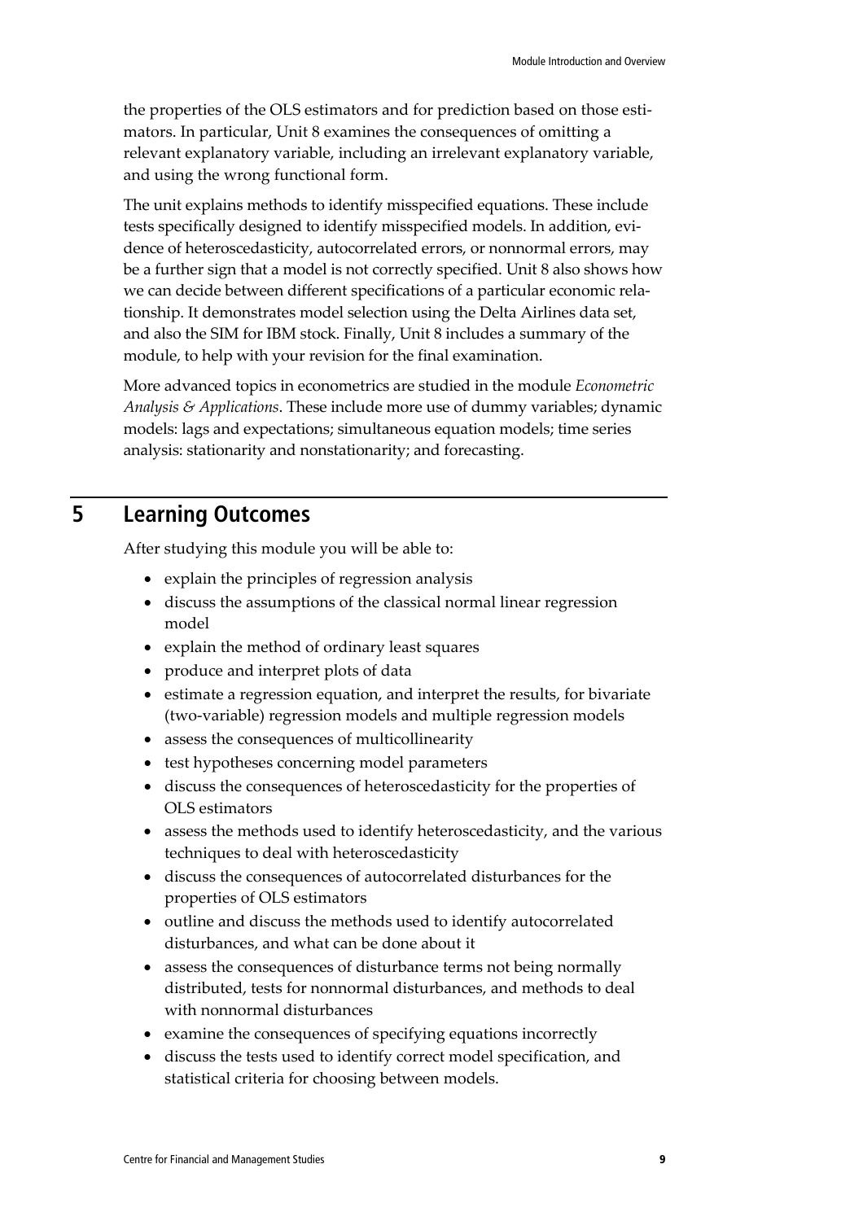the properties of the OLS estimators and for prediction based on those estimators. In particular, Unit 8 examines the consequences of omitting a relevant explanatory variable, including an irrelevant explanatory variable, and using the wrong functional form.

The unit explains methods to identify misspecified equations. These include tests specifically designed to identify misspecified models. In addition, evidence of heteroscedasticity, autocorrelated errors, or nonnormal errors, may be a further sign that a model is not correctly specified. Unit 8 also shows how we can decide between different specifications of a particular economic relationship. It demonstrates model selection using the Delta Airlines data set, and also the SIM for IBM stock. Finally, Unit 8 includes a summary of the module, to help with your revision for the final examination.

More advanced topics in econometrics are studied in the module *Econometric Analysis & Applications*. These include more use of dummy variables; dynamic models: lags and expectations; simultaneous equation models; time series analysis: stationarity and nonstationarity; and forecasting.

## 5 Learning Outcomes

After studying this module you will be able to:

- explain the principles of regression analysis
- discuss the assumptions of the classical normal linear regression model
- explain the method of ordinary least squares
- produce and interpret plots of data
- estimate a regression equation, and interpret the results, for bivariate (two-variable) regression models and multiple regression models
- assess the consequences of multicollinearity
- test hypotheses concerning model parameters
- discuss the consequences of heteroscedasticity for the properties of OLS estimators
- assess the methods used to identify heteroscedasticity, and the various techniques to deal with heteroscedasticity
- discuss the consequences of autocorrelated disturbances for the properties of OLS estimators
- outline and discuss the methods used to identify autocorrelated disturbances, and what can be done about it
- assess the consequences of disturbance terms not being normally distributed, tests for nonnormal disturbances, and methods to deal with nonnormal disturbances
- examine the consequences of specifying equations incorrectly
- discuss the tests used to identify correct model specification, and statistical criteria for choosing between models.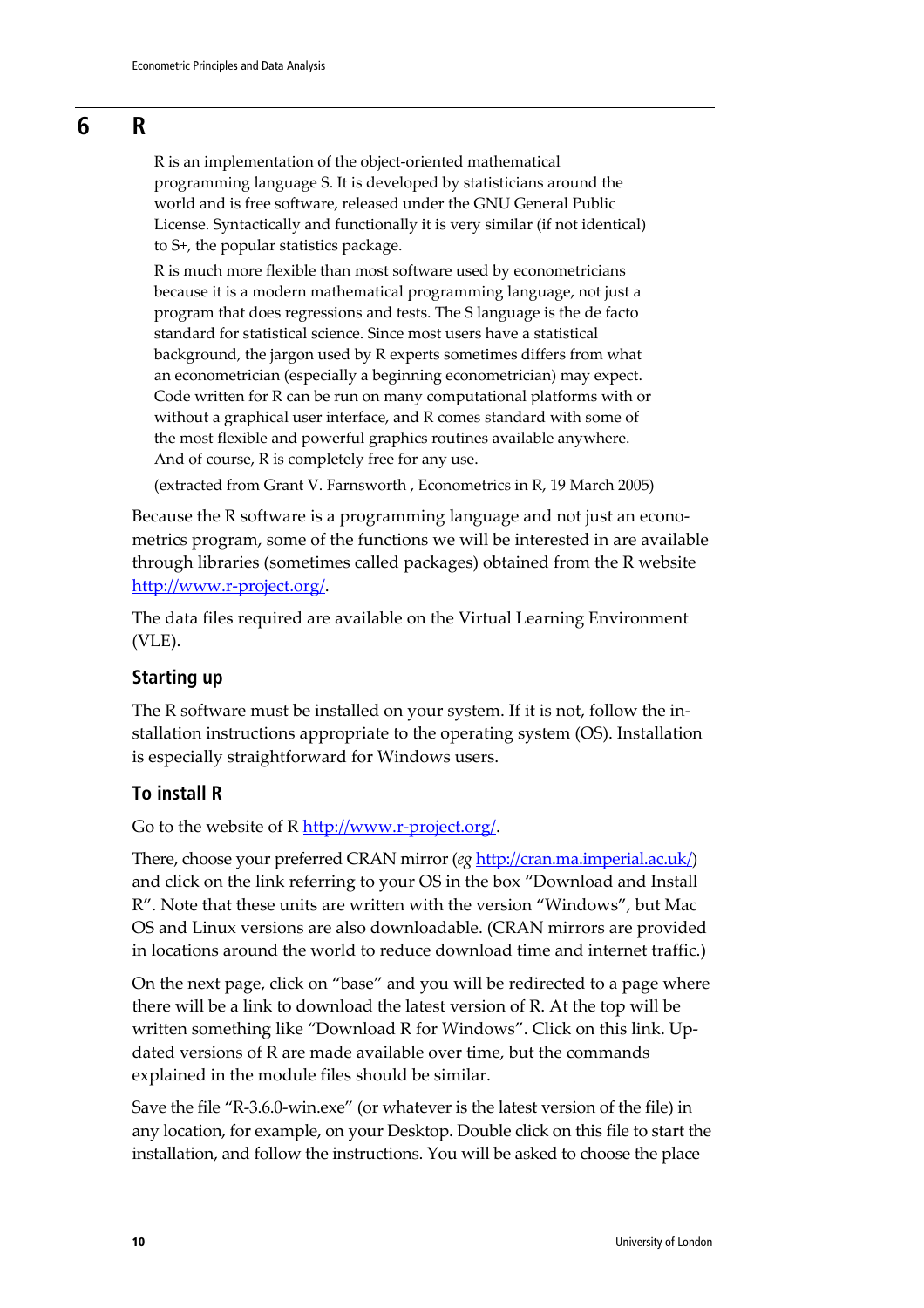# 6 R

> R is an implementation of the object-oriented mathematical programming language S. It is developed by statisticians around the world and is free software, released under the GNU General Public License. Syntactically and functionally it is very similar (if not identical) to S+, the popular statistics package.
>
> R is much more flexible than most software used by econometricians because it is a modern mathematical programming language, not just a program that does regressions and tests. The S language is the de facto standard for statistical science. Since most users have a statistical background, the jargon used by R experts sometimes differs from what an econometrician (especially a beginning econometrician) may expect. Code written for R can be run on many computational platforms with or without a graphical user interface, and R comes standard with some of the most flexible and powerful graphics routines available anywhere. And of course, R is completely free for any use.
>
> (extracted from Grant V. Farnsworth , Econometrics in R, 19 March 2005)

Because the R software is a programming language and not just an econometrics program, some of the functions we will be interested in are available through libraries (sometimes called packages) obtained from the R website http://www.r-project.org/.

The data files required are available on the Virtual Learning Environment (VLE).

## Starting up

The R software must be installed on your system. If it is not, follow the installation instructions appropriate to the operating system (OS). Installation is especially straightforward for Windows users.

## To install R

Go to the website of R http://www.r-project.org/.

There, choose your preferred CRAN mirror (*eg* http://cran.ma.imperial.ac.uk/) and click on the link referring to your OS in the box "Download and Install R". Note that these units are written with the version "Windows", but Mac OS and Linux versions are also downloadable. (CRAN mirrors are provided in locations around the world to reduce download time and internet traffic.)

On the next page, click on "base" and you will be redirected to a page where there will be a link to download the latest version of R. At the top will be written something like "Download R for Windows". Click on this link. Updated versions of R are made available over time, but the commands explained in the module files should be similar.

Save the file "R-3.6.0-win.exe" (or whatever is the latest version of the file) in any location, for example, on your Desktop. Double click on this file to start the installation, and follow the instructions. You will be asked to choose the place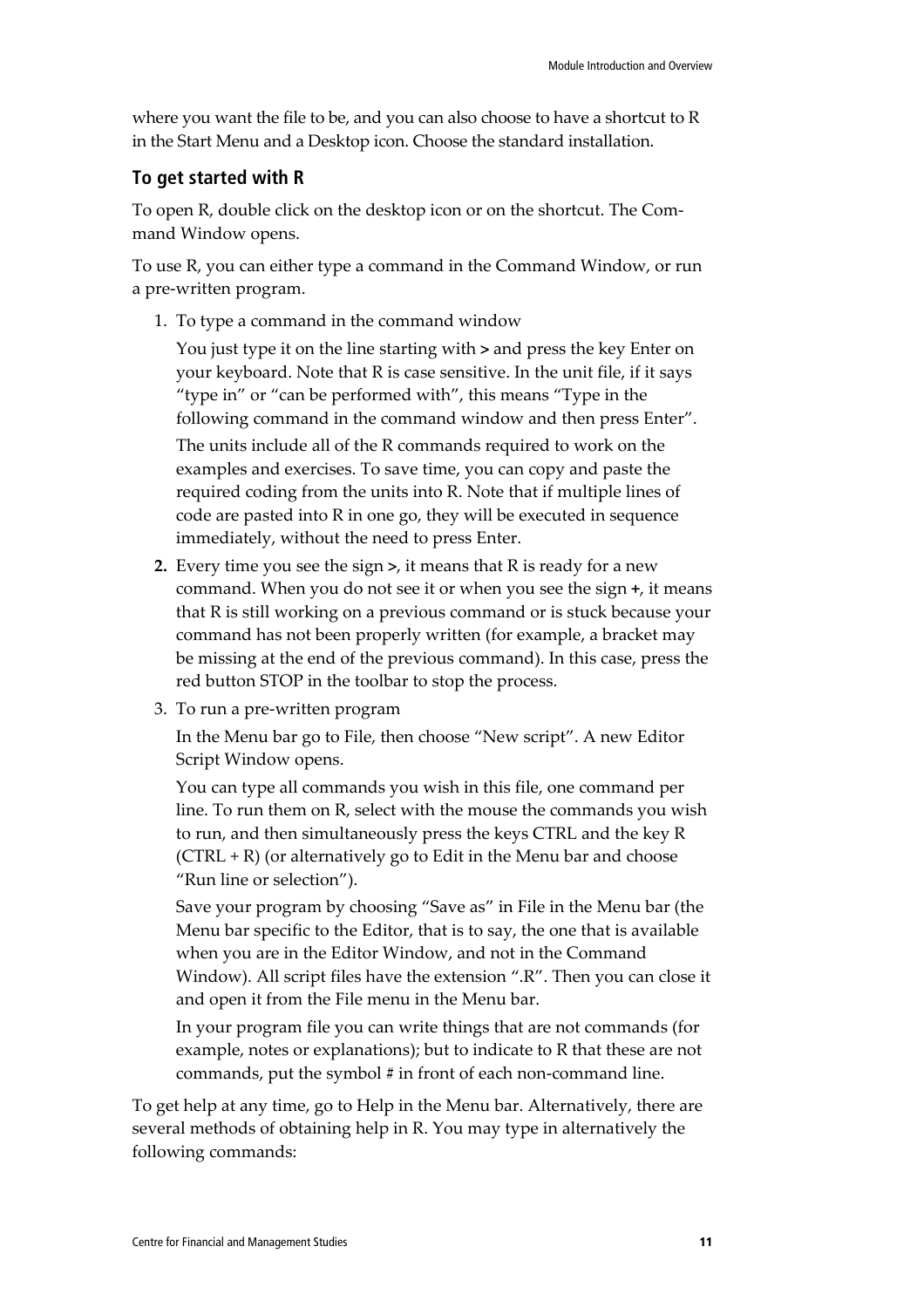where you want the file to be, and you can also choose to have a shortcut to R in the Start Menu and a Desktop icon. Choose the standard installation.

### To get started with R

To open R, double click on the desktop icon or on the shortcut. The Command Window opens.

To use R, you can either type a command in the Command Window, or run a pre-written program.

1. To type a command in the command window

   You just type it on the line starting with **>** and press the key Enter on your keyboard. Note that R is case sensitive. In the unit file, if it says "type in" or "can be performed with", this means "Type in the following command in the command window and then press Enter".

   The units include all of the R commands required to work on the examples and exercises. To save time, you can copy and paste the required coding from the units into R. Note that if multiple lines of code are pasted into R in one go, they will be executed in sequence immediately, without the need to press Enter.

2. Every time you see the sign **>**, it means that R is ready for a new command. When you do not see it or when you see the sign **+**, it means that R is still working on a previous command or is stuck because your command has not been properly written (for example, a bracket may be missing at the end of the previous command). In this case, press the red button STOP in the toolbar to stop the process.

3. To run a pre-written program

   In the Menu bar go to File, then choose "New script". A new Editor Script Window opens.

   You can type all commands you wish in this file, one command per line. To run them on R, select with the mouse the commands you wish to run, and then simultaneously press the keys CTRL and the key R (CTRL + R) (or alternatively go to Edit in the Menu bar and choose "Run line or selection").

   Save your program by choosing "Save as" in File in the Menu bar (the Menu bar specific to the Editor, that is to say, the one that is available when you are in the Editor Window, and not in the Command Window). All script files have the extension ".R". Then you can close it and open it from the File menu in the Menu bar.

   In your program file you can write things that are not commands (for example, notes or explanations); but to indicate to R that these are not commands, put the symbol # in front of each non-command line.

To get help at any time, go to Help in the Menu bar. Alternatively, there are several methods of obtaining help in R. You may type in alternatively the following commands: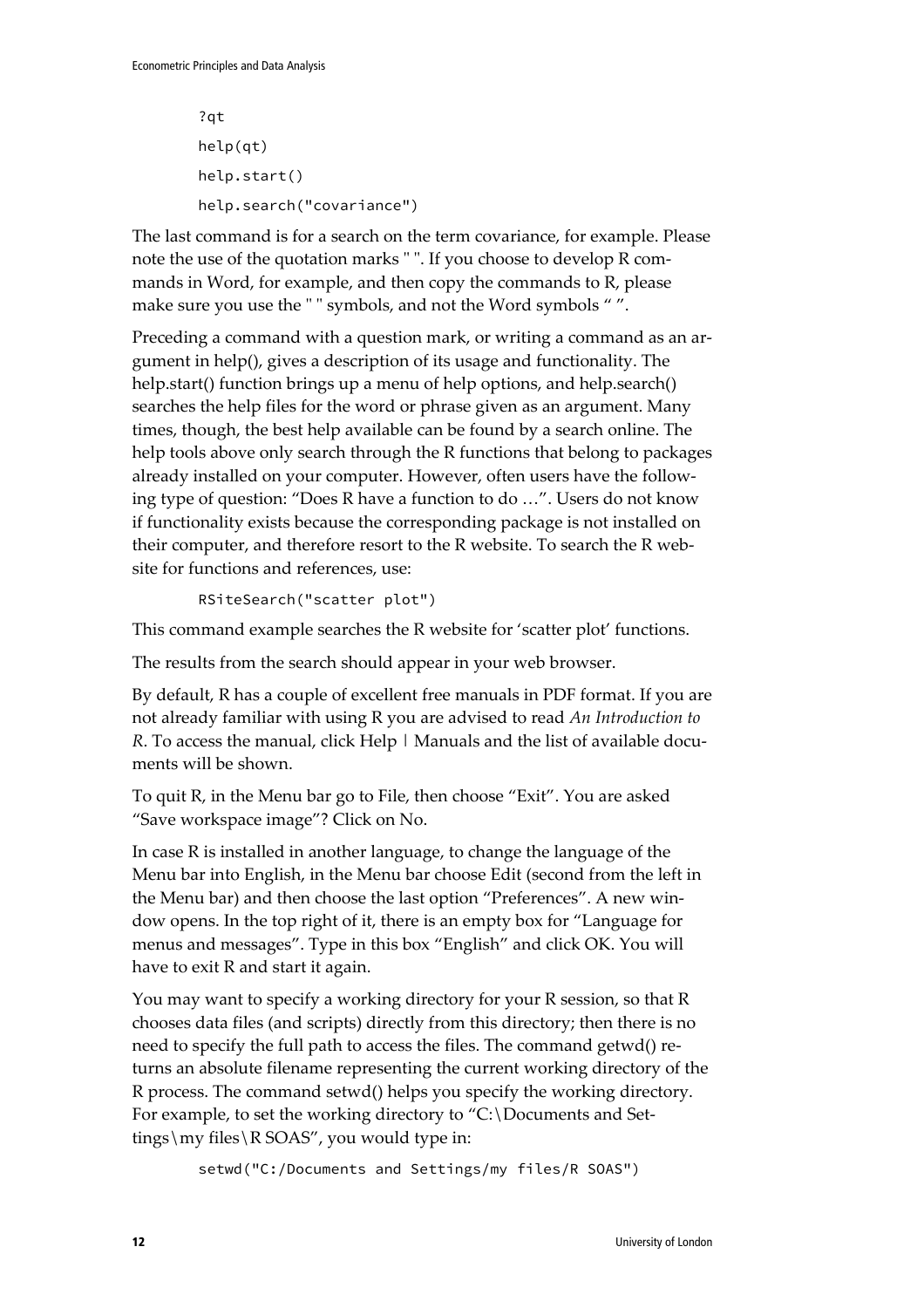```
?qt
help(qt)
help.start()
help.search("covariance")
```

The last command is for a search on the term covariance, for example. Please note the use of the quotation marks " ". If you choose to develop R commands in Word, for example, and then copy the commands to R, please make sure you use the " " symbols, and not the Word symbols “ ”.

Preceding a command with a question mark, or writing a command as an argument in help(), gives a description of its usage and functionality. The help.start() function brings up a menu of help options, and help.search() searches the help files for the word or phrase given as an argument. Many times, though, the best help available can be found by a search online. The help tools above only search through the R functions that belong to packages already installed on your computer. However, often users have the following type of question: “Does R have a function to do …”. Users do not know if functionality exists because the corresponding package is not installed on their computer, and therefore resort to the R website. To search the R website for functions and references, use:

```
RSiteSearch("scatter plot")
```

This command example searches the R website for ‘scatter plot’ functions.

The results from the search should appear in your web browser.

By default, R has a couple of excellent free manuals in PDF format. If you are not already familiar with using R you are advised to read *An Introduction to R*. To access the manual, click Help | Manuals and the list of available documents will be shown.

To quit R, in the Menu bar go to File, then choose “Exit”. You are asked “Save workspace image”? Click on No.

In case R is installed in another language, to change the language of the Menu bar into English, in the Menu bar choose Edit (second from the left in the Menu bar) and then choose the last option “Preferences”. A new window opens. In the top right of it, there is an empty box for “Language for menus and messages”. Type in this box “English” and click OK. You will have to exit R and start it again.

You may want to specify a working directory for your R session, so that R chooses data files (and scripts) directly from this directory; then there is no need to specify the full path to access the files. The command getwd() returns an absolute filename representing the current working directory of the R process. The command setwd() helps you specify the working directory. For example, to set the working directory to “C:\Documents and Settings\my files\R SOAS”, you would type in:

```
setwd("C:/Documents and Settings/my files/R SOAS")
```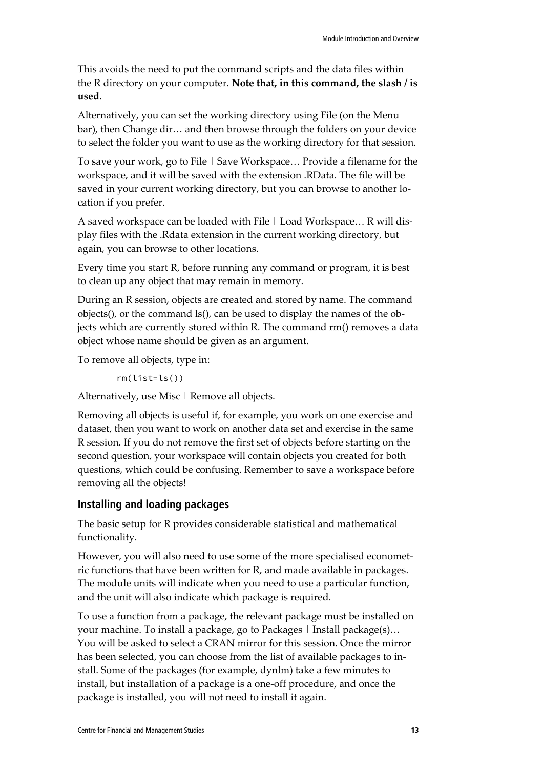This avoids the need to put the command scripts and the data files within the R directory on your computer. **Note that, in this command, the slash / is used**.

Alternatively, you can set the working directory using File (on the Menu bar), then Change dir… and then browse through the folders on your device to select the folder you want to use as the working directory for that session.

To save your work, go to File | Save Workspace… Provide a filename for the workspace, and it will be saved with the extension .RData. The file will be saved in your current working directory, but you can browse to another location if you prefer.

A saved workspace can be loaded with File | Load Workspace… R will display files with the .Rdata extension in the current working directory, but again, you can browse to other locations.

Every time you start R, before running any command or program, it is best to clean up any object that may remain in memory.

During an R session, objects are created and stored by name. The command objects(), or the command ls(), can be used to display the names of the objects which are currently stored within R. The command rm() removes a data object whose name should be given as an argument.

To remove all objects, type in:

```
rm(list=ls())
```

Alternatively, use Misc | Remove all objects.

Removing all objects is useful if, for example, you work on one exercise and dataset, then you want to work on another data set and exercise in the same R session. If you do not remove the first set of objects before starting on the second question, your workspace will contain objects you created for both questions, which could be confusing. Remember to save a workspace before removing all the objects!

### Installing and loading packages

The basic setup for R provides considerable statistical and mathematical functionality.

However, you will also need to use some of the more specialised econometric functions that have been written for R, and made available in packages. The module units will indicate when you need to use a particular function, and the unit will also indicate which package is required.

To use a function from a package, the relevant package must be installed on your machine. To install a package, go to Packages | Install package(s)… You will be asked to select a CRAN mirror for this session. Once the mirror has been selected, you can choose from the list of available packages to install. Some of the packages (for example, dynlm) take a few minutes to install, but installation of a package is a one-off procedure, and once the package is installed, you will not need to install it again.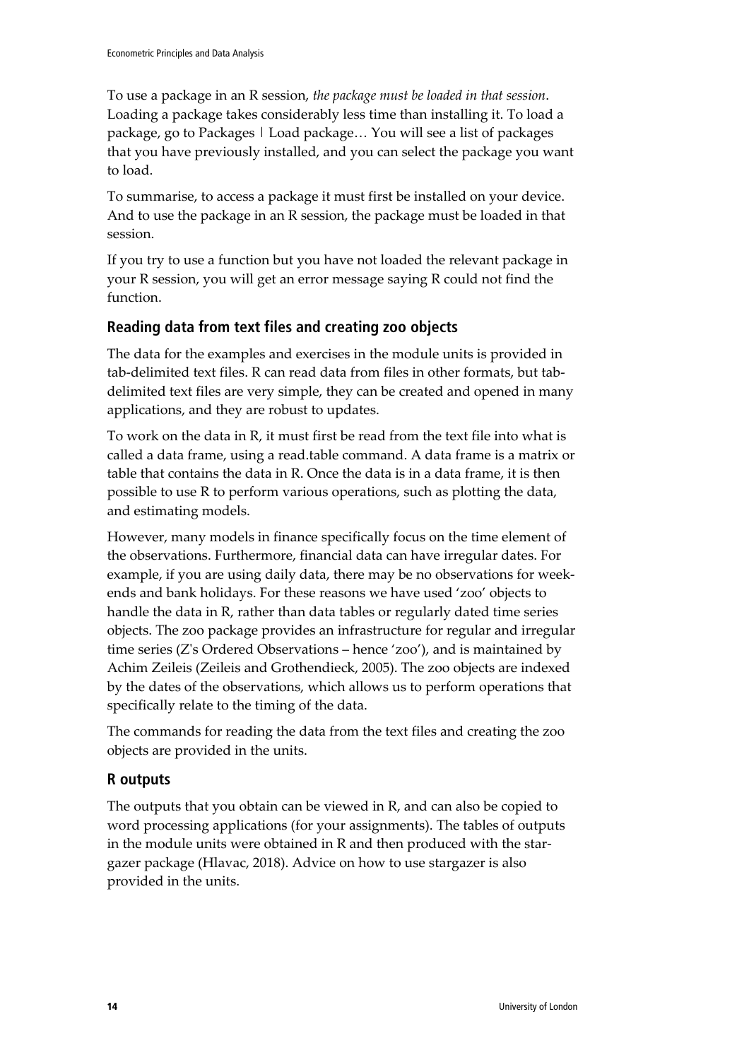To use a package in an R session, *the package must be loaded in that session*. Loading a package takes considerably less time than installing it. To load a package, go to Packages | Load package… You will see a list of packages that you have previously installed, and you can select the package you want to load.

To summarise, to access a package it must first be installed on your device. And to use the package in an R session, the package must be loaded in that session.

If you try to use a function but you have not loaded the relevant package in your R session, you will get an error message saying R could not find the function.

## Reading data from text files and creating zoo objects

The data for the examples and exercises in the module units is provided in tab-delimited text files. R can read data from files in other formats, but tab-delimited text files are very simple, they can be created and opened in many applications, and they are robust to updates.

To work on the data in R, it must first be read from the text file into what is called a data frame, using a read.table command. A data frame is a matrix or table that contains the data in R. Once the data is in a data frame, it is then possible to use R to perform various operations, such as plotting the data, and estimating models.

However, many models in finance specifically focus on the time element of the observations. Furthermore, financial data can have irregular dates. For example, if you are using daily data, there may be no observations for week-ends and bank holidays. For these reasons we have used 'zoo' objects to handle the data in R, rather than data tables or regularly dated time series objects. The zoo package provides an infrastructure for regular and irregular time series (Z's Ordered Observations – hence 'zoo'), and is maintained by Achim Zeileis (Zeileis and Grothendieck, 2005). The zoo objects are indexed by the dates of the observations, which allows us to perform operations that specifically relate to the timing of the data.

The commands for reading the data from the text files and creating the zoo objects are provided in the units.

## R outputs

The outputs that you obtain can be viewed in R, and can also be copied to word processing applications (for your assignments). The tables of outputs in the module units were obtained in R and then produced with the star-gazer package (Hlavac, 2018). Advice on how to use stargazer is also provided in the units.